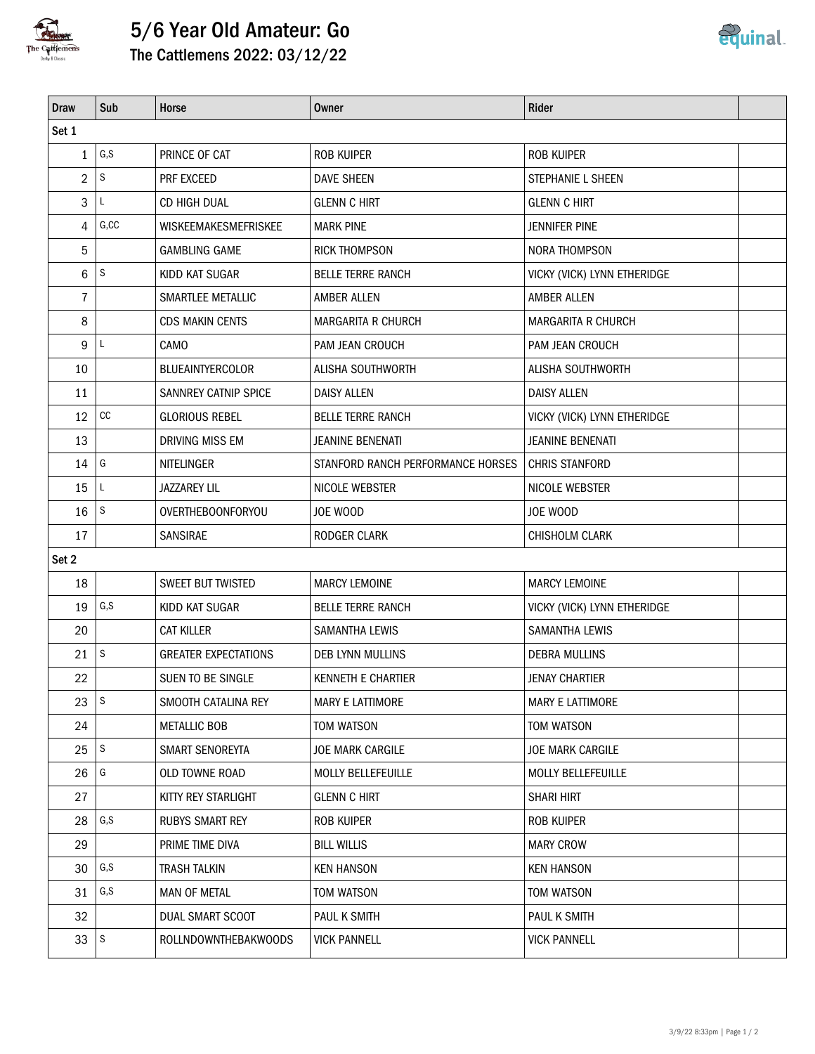# 5/6 Year Old Amateur: Go

## The Cattlemens 2022: 03/12/22

| Draw | Sub | Horse | Owner | Rider | |
|---|---|---|---|---|---|
| Set 1 | | | | | |
| 1 | G,S | PRINCE OF CAT | ROB KUIPER | ROB KUIPER | |
| 2 | S | PRF EXCEED | DAVE SHEEN | STEPHANIE L SHEEN | |
| 3 | L | CD HIGH DUAL | GLENN C HIRT | GLENN C HIRT | |
| 4 | G,CC | WISKEEMAKESMEFRISKEE | MARK PINE | JENNIFER PINE | |
| 5 | | GAMBLING GAME | RICK THOMPSON | NORA THOMPSON | |
| 6 | S | KIDD KAT SUGAR | BELLE TERRE RANCH | VICKY (VICK) LYNN ETHERIDGE | |
| 7 | | SMARTLEE METALLIC | AMBER ALLEN | AMBER ALLEN | |
| 8 | | CDS MAKIN CENTS | MARGARITA R CHURCH | MARGARITA R CHURCH | |
| 9 | L | CAMO | PAM JEAN CROUCH | PAM JEAN CROUCH | |
| 10 | | BLUEAINTYERCOLOR | ALISHA SOUTHWORTH | ALISHA SOUTHWORTH | |
| 11 | | SANNREY CATNIP SPICE | DAISY ALLEN | DAISY ALLEN | |
| 12 | CC | GLORIOUS REBEL | BELLE TERRE RANCH | VICKY (VICK) LYNN ETHERIDGE | |
| 13 | | DRIVING MISS EM | JEANINE BENENATI | JEANINE BENENATI | |
| 14 | G | NITELINGER | STANFORD RANCH PERFORMANCE HORSES | CHRIS STANFORD | |
| 15 | L | JAZZAREY LIL | NICOLE WEBSTER | NICOLE WEBSTER | |
| 16 | S | OVERTHEBOONFORYOU | JOE WOOD | JOE WOOD | |
| 17 | | SANSIRAE | RODGER CLARK | CHISHOLM CLARK | |
| Set 2 | | | | | |
| 18 | | SWEET BUT TWISTED | MARCY LEMOINE | MARCY LEMOINE | |
| 19 | G,S | KIDD KAT SUGAR | BELLE TERRE RANCH | VICKY (VICK) LYNN ETHERIDGE | |
| 20 | | CAT KILLER | SAMANTHA LEWIS | SAMANTHA LEWIS | |
| 21 | S | GREATER EXPECTATIONS | DEB LYNN MULLINS | DEBRA MULLINS | |
| 22 | | SUEN TO BE SINGLE | KENNETH E CHARTIER | JENAY CHARTIER | |
| 23 | S | SMOOTH CATALINA REY | MARY E LATTIMORE | MARY E LATTIMORE | |
| 24 | | METALLIC BOB | TOM WATSON | TOM WATSON | |
| 25 | S | SMART SENOREYTA | JOE MARK CARGILE | JOE MARK CARGILE | |
| 26 | G | OLD TOWNE ROAD | MOLLY BELLEFEUILLE | MOLLY BELLEFEUILLE | |
| 27 | | KITTY REY STARLIGHT | GLENN C HIRT | SHARI HIRT | |
| 28 | G,S | RUBYS SMART REY | ROB KUIPER | ROB KUIPER | |
| 29 | | PRIME TIME DIVA | BILL WILLIS | MARY CROW | |
| 30 | G,S | TRASH TALKIN | KEN HANSON | KEN HANSON | |
| 31 | G,S | MAN OF METAL | TOM WATSON | TOM WATSON | |
| 32 | | DUAL SMART SCOOT | PAUL K SMITH | PAUL K SMITH | |
| 33 | S | ROLLNDOWNTHEBAKWOODS | VICK PANNELL | VICK PANNELL | |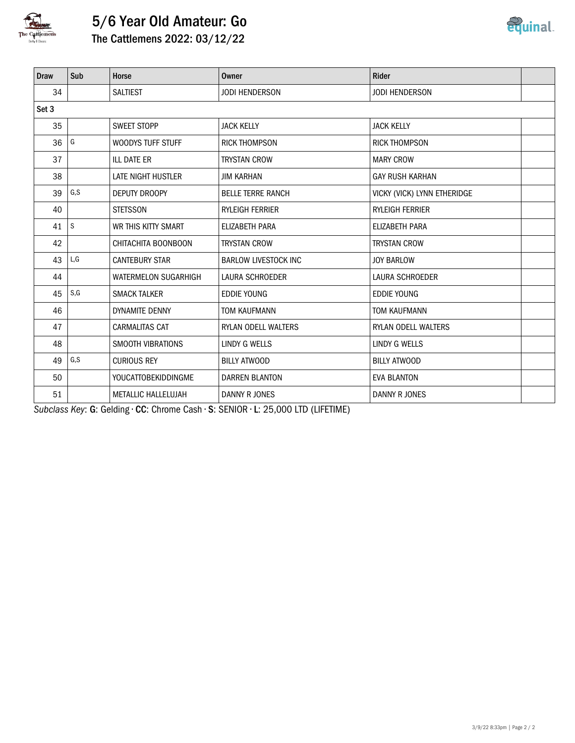# 5/6 Year Old Amateur: Go

## The Cattlemens 2022: 03/12/22

| Draw | Sub | Horse | Owner | Rider | |
|---|---|---|---|---|---|
| 34 | | SALTIEST | JODI HENDERSON | JODI HENDERSON | |
| Set 3 | | | | | |
| 35 | | SWEET STOPP | JACK KELLY | JACK KELLY | |
| 36 | G | WOODYS TUFF STUFF | RICK THOMPSON | RICK THOMPSON | |
| 37 | | ILL DATE ER | TRYSTAN CROW | MARY CROW | |
| 38 | | LATE NIGHT HUSTLER | JIM KARHAN | GAY RUSH KARHAN | |
| 39 | G,S | DEPUTY DROOPY | BELLE TERRE RANCH | VICKY (VICK) LYNN ETHERIDGE | |
| 40 | | STETSSON | RYLEIGH FERRIER | RYLEIGH FERRIER | |
| 41 | S | WR THIS KITTY SMART | ELIZABETH PARA | ELIZABETH PARA | |
| 42 | | CHITACHITA BOONBOON | TRYSTAN CROW | TRYSTAN CROW | |
| 43 | L,G | CANTEBURY STAR | BARLOW LIVESTOCK INC | JOY BARLOW | |
| 44 | | WATERMELON SUGARHIGH | LAURA SCHROEDER | LAURA SCHROEDER | |
| 45 | S,G | SMACK TALKER | EDDIE YOUNG | EDDIE YOUNG | |
| 46 | | DYNAMITE DENNY | TOM KAUFMANN | TOM KAUFMANN | |
| 47 | | CARMALITAS CAT | RYLAN ODELL WALTERS | RYLAN ODELL WALTERS | |
| 48 | | SMOOTH VIBRATIONS | LINDY G WELLS | LINDY G WELLS | |
| 49 | G,S | CURIOUS REY | BILLY ATWOOD | BILLY ATWOOD | |
| 50 | | YOUCATTOBEKIDDINGME | DARREN BLANTON | EVA BLANTON | |
| 51 | | METALLIC HALLELUJAH | DANNY R JONES | DANNY R JONES | |

*Subclass Key*: **G**: Gelding · **CC**: Chrome Cash · **S**: SENIOR · **L**: 25,000 LTD (LIFETIME)

3/9/22 8:33pm